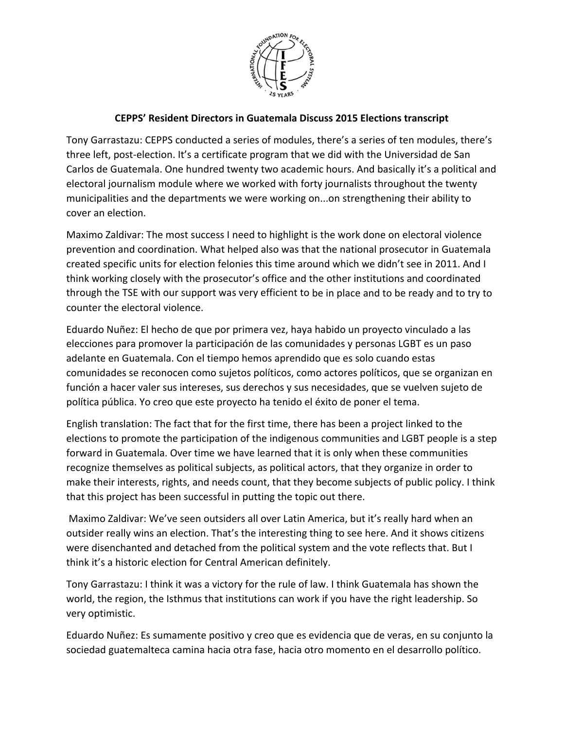**CEPPS' Resident Directors in Guatemala Discuss 2015 Elections transcript**

Tony Garrastazu: CEPPS conducted a series of modules, there's a series of ten modules, there's three left, post-election. It's a certificate program that we did with the Universidad de San Carlos de Guatemala. One hundred twenty two academic hours. And basically it's a political and electoral journalism module where we worked with forty journalists throughout the twenty municipalities and the departments we were working on...on strengthening their ability to cover an election.

Maximo Zaldivar: The most success I need to highlight is the work done on electoral violence prevention and coordination. What helped also was that the national prosecutor in Guatemala created specific units for election felonies this time around which we didn't see in 2011. And I think working closely with the prosecutor's office and the other institutions and coordinated through the TSE with our support was very efficient to be in place and to be ready and to try to counter the electoral violence.

Eduardo Nuñez: El hecho de que por primera vez, haya habido un proyecto vinculado a las elecciones para promover la participación de las comunidades y personas LGBT es un paso adelante en Guatemala. Con el tiempo hemos aprendido que es solo cuando estas comunidades se reconocen como sujetos políticos, como actores políticos, que se organizan en función a hacer valer sus intereses, sus derechos y sus necesidades, que se vuelven sujeto de política pública. Yo creo que este proyecto ha tenido el éxito de poner el tema.

English translation: The fact that for the first time, there has been a project linked to the elections to promote the participation of the indigenous communities and LGBT people is a step forward in Guatemala. Over time we have learned that it is only when these communities recognize themselves as political subjects, as political actors, that they organize in order to make their interests, rights, and needs count, that they become subjects of public policy. I think that this project has been successful in putting the topic out there.

Maximo Zaldivar: We've seen outsiders all over Latin America, but it's really hard when an outsider really wins an election. That's the interesting thing to see here. And it shows citizens were disenchanted and detached from the political system and the vote reflects that. But I think it's a historic election for Central American definitely.

Tony Garrastazu: I think it was a victory for the rule of law. I think Guatemala has shown the world, the region, the Isthmus that institutions can work if you have the right leadership. So very optimistic.

Eduardo Nuñez: Es sumamente positivo y creo que es evidencia que de veras, en su conjunto la sociedad guatemalteca camina hacia otra fase, hacia otro momento en el desarrollo político.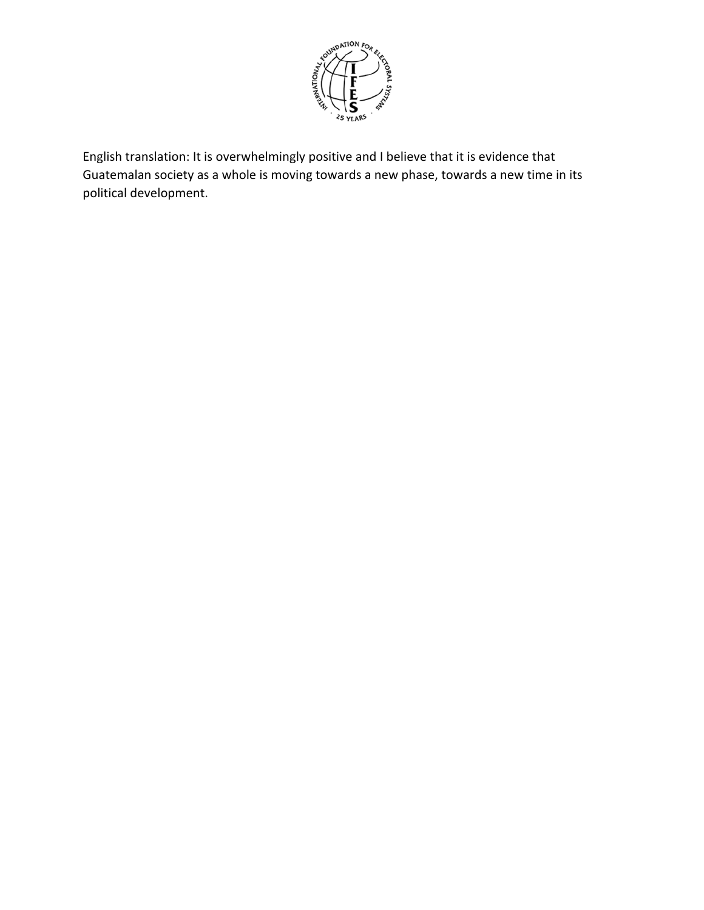English translation: It is overwhelmingly positive and I believe that it is evidence that Guatemalan society as a whole is moving towards a new phase, towards a new time in its political development.